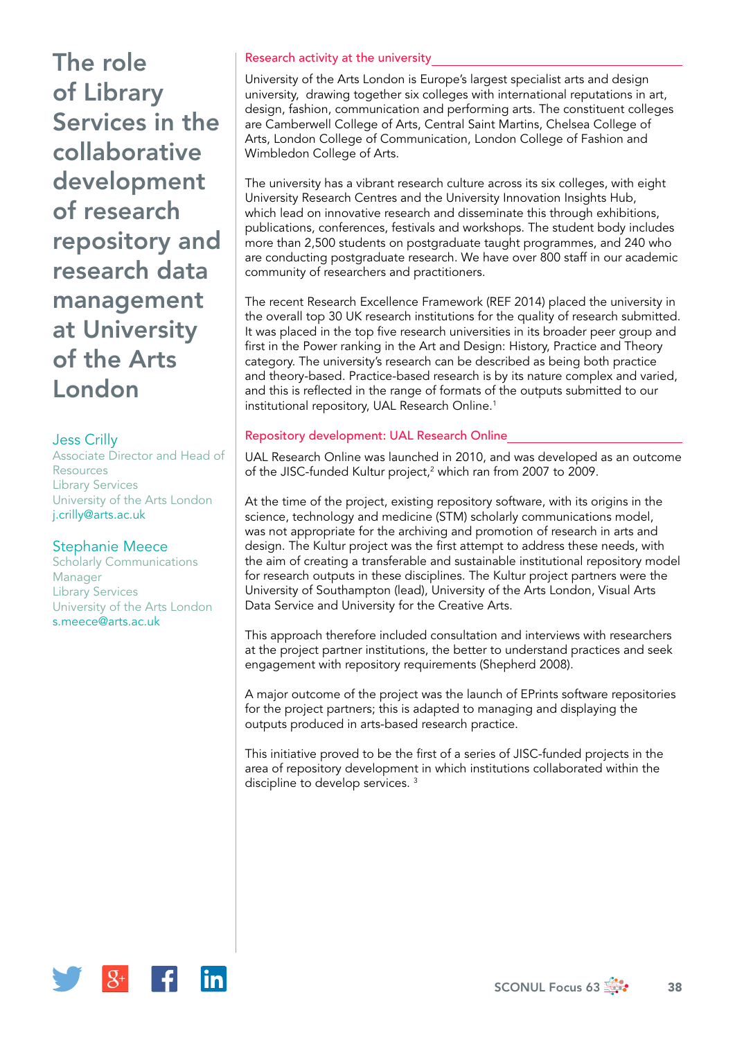# The role of Library Services in the collaborative development of research repository and research data management at University of the Arts London

**Jess Crilly**
Associate Director and Head of Resources
Library Services
University of the Arts London
j.crilly@arts.ac.uk

**Stephanie Meece**
Scholarly Communications Manager
Library Services
University of the Arts London
s.meece@arts.ac.uk

## Research activity at the university

University of the Arts London is Europe's largest specialist arts and design university, drawing together six colleges with international reputations in art, design, fashion, communication and performing arts. The constituent colleges are Camberwell College of Arts, Central Saint Martins, Chelsea College of Arts, London College of Communication, London College of Fashion and Wimbledon College of Arts.

The university has a vibrant research culture across its six colleges, with eight University Research Centres and the University Innovation Insights Hub, which lead on innovative research and disseminate this through exhibitions, publications, conferences, festivals and workshops. The student body includes more than 2,500 students on postgraduate taught programmes, and 240 who are conducting postgraduate research. We have over 800 staff in our academic community of researchers and practitioners.

The recent Research Excellence Framework (REF 2014) placed the university in the overall top 30 UK research institutions for the quality of research submitted. It was placed in the top five research universities in its broader peer group and first in the Power ranking in the Art and Design: History, Practice and Theory category. The university's research can be described as being both practice and theory-based. Practice-based research is by its nature complex and varied, and this is reflected in the range of formats of the outputs submitted to our institutional repository, UAL Research Online.[1]

## Repository development: UAL Research Online

UAL Research Online was launched in 2010, and was developed as an outcome of the JISC-funded Kultur project,[2] which ran from 2007 to 2009.

At the time of the project, existing repository software, with its origins in the science, technology and medicine (STM) scholarly communications model, was not appropriate for the archiving and promotion of research in arts and design. The Kultur project was the first attempt to address these needs, with the aim of creating a transferable and sustainable institutional repository model for research outputs in these disciplines. The Kultur project partners were the University of Southampton (lead), University of the Arts London, Visual Arts Data Service and University for the Creative Arts.

This approach therefore included consultation and interviews with researchers at the project partner institutions, the better to understand practices and seek engagement with repository requirements (Shepherd 2008).

A major outcome of the project was the launch of EPrints software repositories for the project partners; this is adapted to managing and displaying the outputs produced in arts-based research practice.

This initiative proved to be the first of a series of JISC-funded projects in the area of repository development in which institutions collaborated within the discipline to develop services. [3]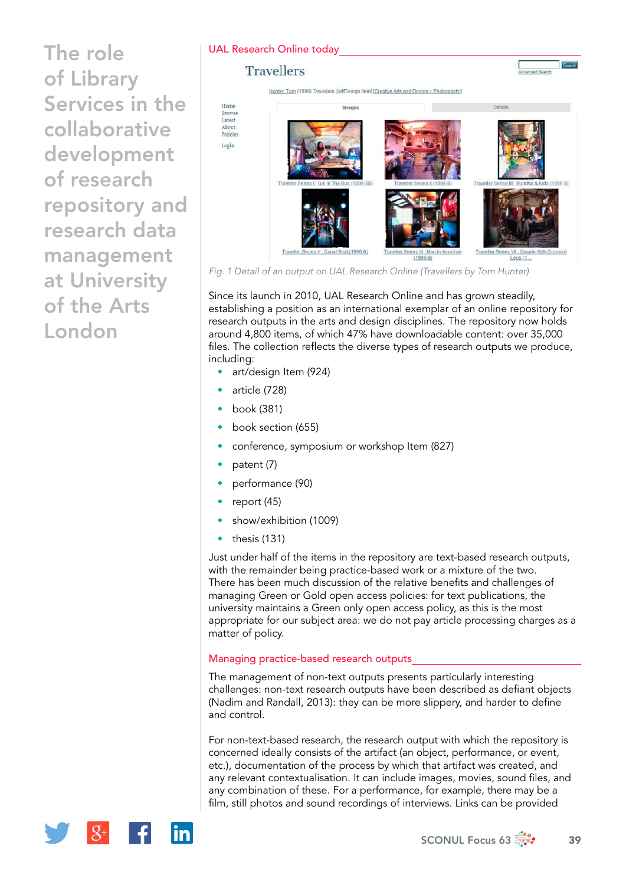# The role of Library Services in the collaborative development of research repository and research data management at University of the Arts London

## UAL Research Online today

*Fig. 1 Detail of an output on UAL Research Online (Travellers by Tom Hunter)*

Since its launch in 2010, UAL Research Online and has grown steadily, establishing a position as an international exemplar of an online repository for research outputs in the arts and design disciplines. The repository now holds around 4,800 items, of which 47% have downloadable content: over 35,000 files. The collection reflects the diverse types of research outputs we produce, including:

- art/design Item (924)
- article (728)
- book (381)
- book section (655)
- conference, symposium or workshop Item (827)
- patent (7)
- performance (90)
- report (45)
- show/exhibition (1009)
- thesis (131)

Just under half of the items in the repository are text-based research outputs, with the remainder being practice-based work or a mixture of the two. There has been much discussion of the relative benefits and challenges of managing Green or Gold open access policies: for text publications, the university maintains a Green only open access policy, as this is the most appropriate for our subject area: we do not pay article processing charges as a matter of policy.

## Managing practice-based research outputs

The management of non-text outputs presents particularly interesting challenges: non-text research outputs have been described as defiant objects (Nadim and Randall, 2013): they can be more slippery, and harder to define and control.

For non-text-based research, the research output with which the repository is concerned ideally consists of the artifact (an object, performance, or event, etc.), documentation of the process by which that artifact was created, and any relevant contextualisation. It can include images, movies, sound files, and any combination of these. For a performance, for example, there may be a film, still photos and sound recordings of interviews. Links can be provided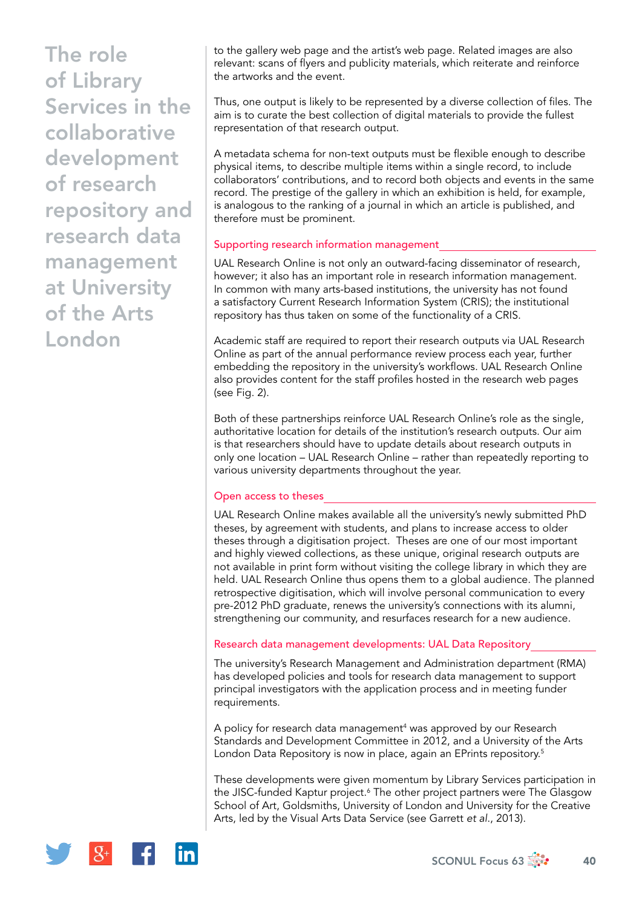to the gallery web page and the artist's web page. Related images are also relevant: scans of flyers and publicity materials, which reiterate and reinforce the artworks and the event.

Thus, one output is likely to be represented by a diverse collection of files. The aim is to curate the best collection of digital materials to provide the fullest representation of that research output.

A metadata schema for non-text outputs must be flexible enough to describe physical items, to describe multiple items within a single record, to include collaborators' contributions, and to record both objects and events in the same record. The prestige of the gallery in which an exhibition is held, for example, is analogous to the ranking of a journal in which an article is published, and therefore must be prominent.

## Supporting research information management

UAL Research Online is not only an outward-facing disseminator of research, however; it also has an important role in research information management. In common with many arts-based institutions, the university has not found a satisfactory Current Research Information System (CRIS); the institutional repository has thus taken on some of the functionality of a CRIS.

Academic staff are required to report their research outputs via UAL Research Online as part of the annual performance review process each year, further embedding the repository in the university's workflows. UAL Research Online also provides content for the staff profiles hosted in the research web pages (see Fig. 2).

Both of these partnerships reinforce UAL Research Online's role as the single, authoritative location for details of the institution's research outputs. Our aim is that researchers should have to update details about research outputs in only one location – UAL Research Online – rather than repeatedly reporting to various university departments throughout the year.

## Open access to theses

UAL Research Online makes available all the university's newly submitted PhD theses, by agreement with students, and plans to increase access to older theses through a digitisation project. Theses are one of our most important and highly viewed collections, as these unique, original research outputs are not available in print form without visiting the college library in which they are held. UAL Research Online thus opens them to a global audience. The planned retrospective digitisation, which will involve personal communication to every pre-2012 PhD graduate, renews the university's connections with its alumni, strengthening our community, and resurfaces research for a new audience.

## Research data management developments: UAL Data Repository

The university's Research Management and Administration department (RMA) has developed policies and tools for research data management to support principal investigators with the application process and in meeting funder requirements.

A policy for research data management[4] was approved by our Research Standards and Development Committee in 2012, and a University of the Arts London Data Repository is now in place, again an EPrints repository.[5]

These developments were given momentum by Library Services participation in the JISC-funded Kaptur project.[6] The other project partners were The Glasgow School of Art, Goldsmiths, University of London and University for the Creative Arts, led by the Visual Arts Data Service (see Garrett *et al.*, 2013).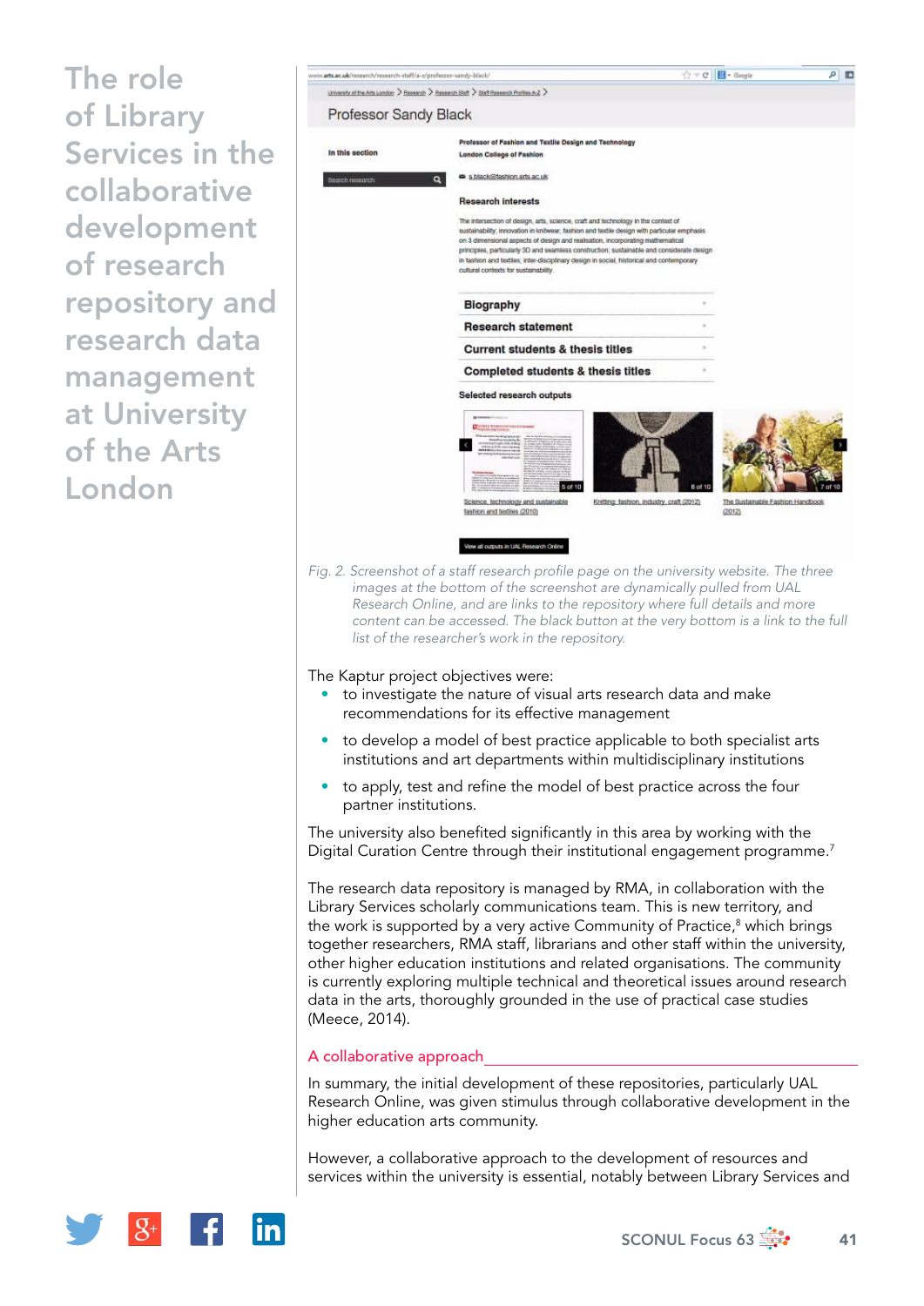# The role of Library Services in the collaborative development of research repository and research data management at University of the Arts London

Fig. 2. Screenshot of a staff research profile page on the university website. The three images at the bottom of the screenshot are dynamically pulled from UAL Research Online, and are links to the repository where full details and more content can be accessed. The black button at the very bottom is a link to the full list of the researcher's work in the repository.

The Kaptur project objectives were:

- to investigate the nature of visual arts research data and make recommendations for its effective management
- to develop a model of best practice applicable to both specialist arts institutions and art departments within multidisciplinary institutions
- to apply, test and refine the model of best practice across the four partner institutions.

The university also benefited significantly in this area by working with the Digital Curation Centre through their institutional engagement programme.[7]

The research data repository is managed by RMA, in collaboration with the Library Services scholarly communications team. This is new territory, and the work is supported by a very active Community of Practice,[8] which brings together researchers, RMA staff, librarians and other staff within the university, other higher education institutions and related organisations. The community is currently exploring multiple technical and theoretical issues around research data in the arts, thoroughly grounded in the use of practical case studies (Meece, 2014).

## A collaborative approach

In summary, the initial development of these repositories, particularly UAL Research Online, was given stimulus through collaborative development in the higher education arts community.

However, a collaborative approach to the development of resources and services within the university is essential, notably between Library Services and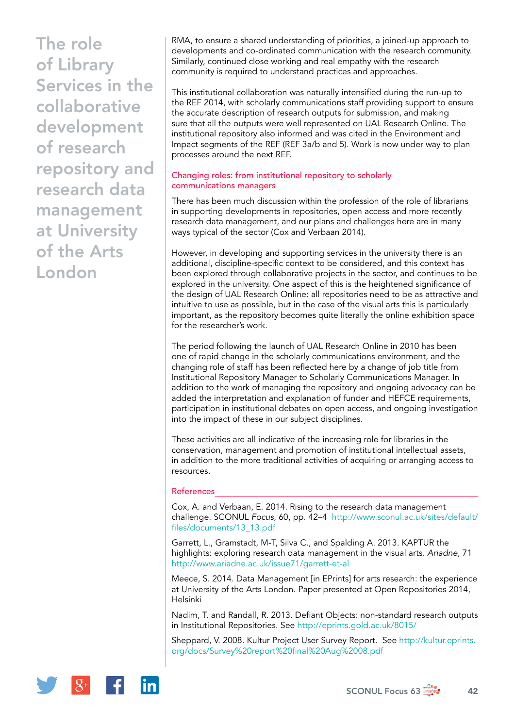RMA, to ensure a shared understanding of priorities, a joined-up approach to developments and co-ordinated communication with the research community. Similarly, continued close working and real empathy with the research community is required to understand practices and approaches.

This institutional collaboration was naturally intensified during the run-up to the REF 2014, with scholarly communications staff providing support to ensure the accurate description of research outputs for submission, and making sure that all the outputs were well represented on UAL Research Online. The institutional repository also informed and was cited in the Environment and Impact segments of the REF (REF 3a/b and 5). Work is now under way to plan processes around the next REF.

## Changing roles: from institutional repository to scholarly communications managers

There has been much discussion within the profession of the role of librarians in supporting developments in repositories, open access and more recently research data management, and our plans and challenges here are in many ways typical of the sector (Cox and Verbaan 2014).

However, in developing and supporting services in the university there is an additional, discipline-specific context to be considered, and this context has been explored through collaborative projects in the sector, and continues to be explored in the university. One aspect of this is the heightened significance of the design of UAL Research Online: all repositories need to be as attractive and intuitive to use as possible, but in the case of the visual arts this is particularly important, as the repository becomes quite literally the online exhibition space for the researcher's work.

The period following the launch of UAL Research Online in 2010 has been one of rapid change in the scholarly communications environment, and the changing role of staff has been reflected here by a change of job title from Institutional Repository Manager to Scholarly Communications Manager. In addition to the work of managing the repository and ongoing advocacy can be added the interpretation and explanation of funder and HEFCE requirements, participation in institutional debates on open access, and ongoing investigation into the impact of these in our subject disciplines.

These activities are all indicative of the increasing role for libraries in the conservation, management and promotion of institutional intellectual assets, in addition to the more traditional activities of acquiring or arranging access to resources.

## References

Cox, A. and Verbaan, E. 2014. Rising to the research data management challenge. SCONUL *Focus*, 60, pp. 42–4 http://www.sconul.ac.uk/sites/default/files/documents/13_13.pdf

Garrett, L., Gramstadt, M-T, Silva C., and Spalding A. 2013. KAPTUR the highlights: exploring research data management in the visual arts. *Ariadne*, 71 http://www.ariadne.ac.uk/issue71/garrett-et-al

Meece, S. 2014. Data Management [in EPrints] for arts research: the experience at University of the Arts London. Paper presented at Open Repositories 2014, Helsinki

Nadim, T. and Randall, R. 2013. Defiant Objects: non-standard research outputs in Institutional Repositories. See http://eprints.gold.ac.uk/8015/

Sheppard, V. 2008. Kultur Project User Survey Report. See http://kultur.eprints.org/docs/Survey%20report%20final%20Aug%2008.pdf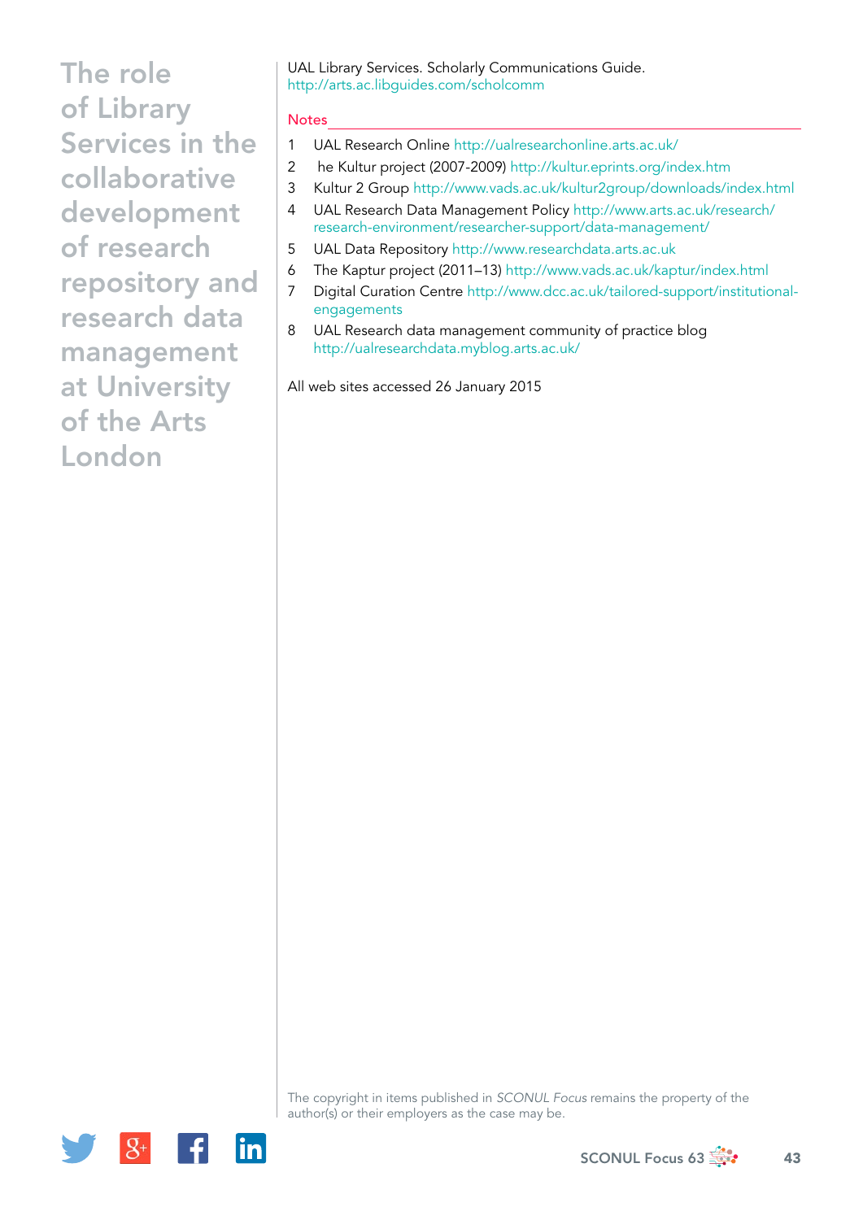UAL Library Services. Scholarly Communications Guide. http://arts.ac.libguides.com/scholcomm

## Notes

1. UAL Research Online http://ualresearchonline.arts.ac.uk/
2. he Kultur project (2007-2009) http://kultur.eprints.org/index.htm
3. Kultur 2 Group http://www.vads.ac.uk/kultur2group/downloads/index.html
4. UAL Research Data Management Policy http://www.arts.ac.uk/research/research-environment/researcher-support/data-management/
5. UAL Data Repository http://www.researchdata.arts.ac.uk
6. The Kaptur project (2011–13) http://www.vads.ac.uk/kaptur/index.html
7. Digital Curation Centre http://www.dcc.ac.uk/tailored-support/institutional-engagements
8. UAL Research data management community of practice blog http://ualresearchdata.myblog.arts.ac.uk/

All web sites accessed 26 January 2015

The copyright in items published in *SCONUL Focus* remains the property of the author(s) or their employers as the case may be.